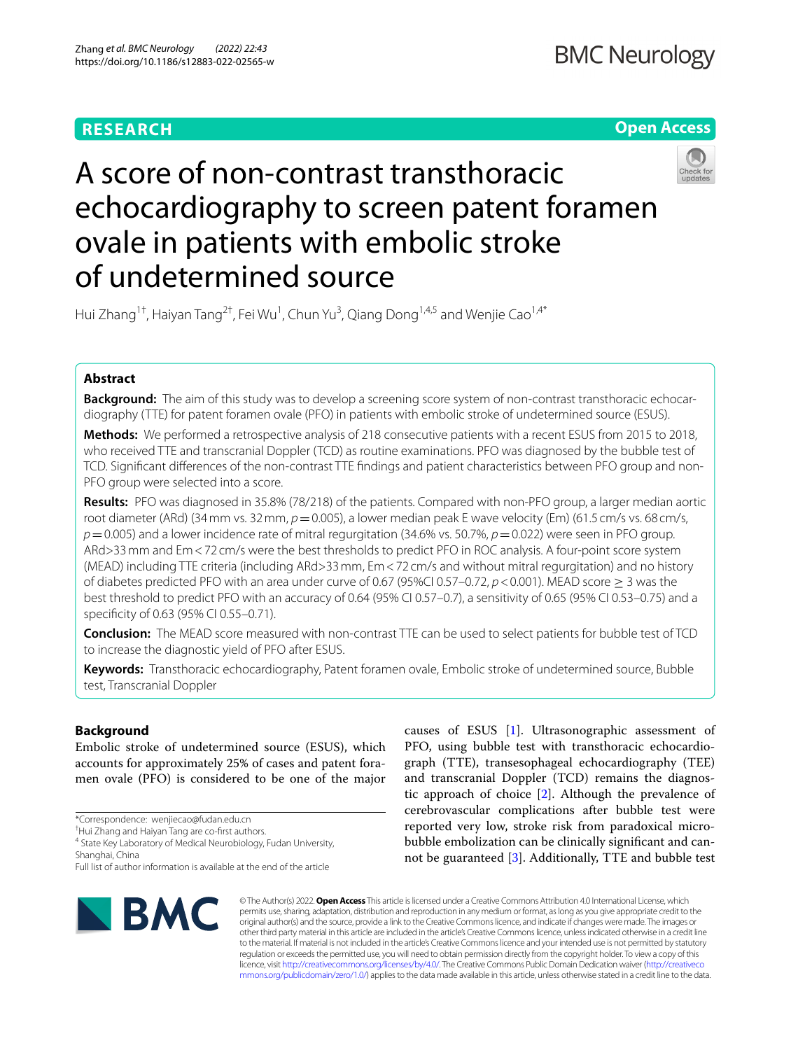RESEARCH

Open Access

# A score of non-contrast transthoracic echocardiography to screen patent foramen ovale in patients with embolic stroke of undetermined source

Hui Zhang[1†], Haiyan Tang[2†], Fei Wu[1], Chun Yu[3], Qiang Dong[1,4,5] and Wenjie Cao[1,4*]

## Abstract

**Background:** The aim of this study was to develop a screening score system of non-contrast transthoracic echocardiography (TTE) for patent foramen ovale (PFO) in patients with embolic stroke of undetermined source (ESUS).

**Methods:** We performed a retrospective analysis of 218 consecutive patients with a recent ESUS from 2015 to 2018, who received TTE and transcranial Doppler (TCD) as routine examinations. PFO was diagnosed by the bubble test of TCD. Significant differences of the non-contrast TTE findings and patient characteristics between PFO group and non-PFO group were selected into a score.

**Results:** PFO was diagnosed in 35.8% (78/218) of the patients. Compared with non-PFO group, a larger median aortic root diameter (ARd) (34 mm vs. 32 mm, $p = 0.005$), a lower median peak E wave velocity (Em) (61.5 cm/s vs. 68 cm/s, $p = 0.005$) and a lower incidence rate of mitral regurgitation (34.6% vs. 50.7%, $p = 0.022$) were seen in PFO group. ARd>33 mm and Em < 72 cm/s were the best thresholds to predict PFO in ROC analysis. A four-point score system (MEAD) including TTE criteria (including ARd>33 mm, Em < 72 cm/s and without mitral regurgitation) and no history of diabetes predicted PFO with an area under curve of 0.67 (95%CI 0.57–0.72, $p < 0.001$). MEAD score ≥ 3 was the best threshold to predict PFO with an accuracy of 0.64 (95% CI 0.57–0.7), a sensitivity of 0.65 (95% CI 0.53–0.75) and a specificity of 0.63 (95% CI 0.55–0.71).

**Conclusion:** The MEAD score measured with non-contrast TTE can be used to select patients for bubble test of TCD to increase the diagnostic yield of PFO after ESUS.

**Keywords:** Transthoracic echocardiography, Patent foramen ovale, Embolic stroke of undetermined source, Bubble test, Transcranial Doppler

## Background

Embolic stroke of undetermined source (ESUS), which accounts for approximately 25% of cases and patent foramen ovale (PFO) is considered to be one of the major causes of ESUS [1]. Ultrasonographic assessment of PFO, using bubble test with transthoracic echocardiograph (TTE), transesophageal echocardiography (TEE) and transcranial Doppler (TCD) remains the diagnostic approach of choice [2]. Although the prevalence of cerebrovascular complications after bubble test were reported very low, stroke risk from paradoxical microbubble embolization can be clinically significant and cannot be guaranteed [3]. Additionally, TTE and bubble test

*Correspondence: wenjiecao@fudan.edu.cn

†Hui Zhang and Haiyan Tang are co-first authors.

[4] State Key Laboratory of Medical Neurobiology, Fudan University, Shanghai, China

Full list of author information is available at the end of the article

© The Author(s) 2022. **Open Access** This article is licensed under a Creative Commons Attribution 4.0 International License, which permits use, sharing, adaptation, distribution and reproduction in any medium or format, as long as you give appropriate credit to the original author(s) and the source, provide a link to the Creative Commons licence, and indicate if changes were made. The images or other third party material in this article are included in the article's Creative Commons licence, unless indicated otherwise in a credit line to the material. If material is not included in the article's Creative Commons licence and your intended use is not permitted by statutory regulation or exceeds the permitted use, you will need to obtain permission directly from the copyright holder. To view a copy of this licence, visit http://creativecommons.org/licenses/by/4.0/. The Creative Commons Public Domain Dedication waiver (http://creativecommons.org/publicdomain/zero/1.0/) applies to the data made available in this article, unless otherwise stated in a credit line to the data.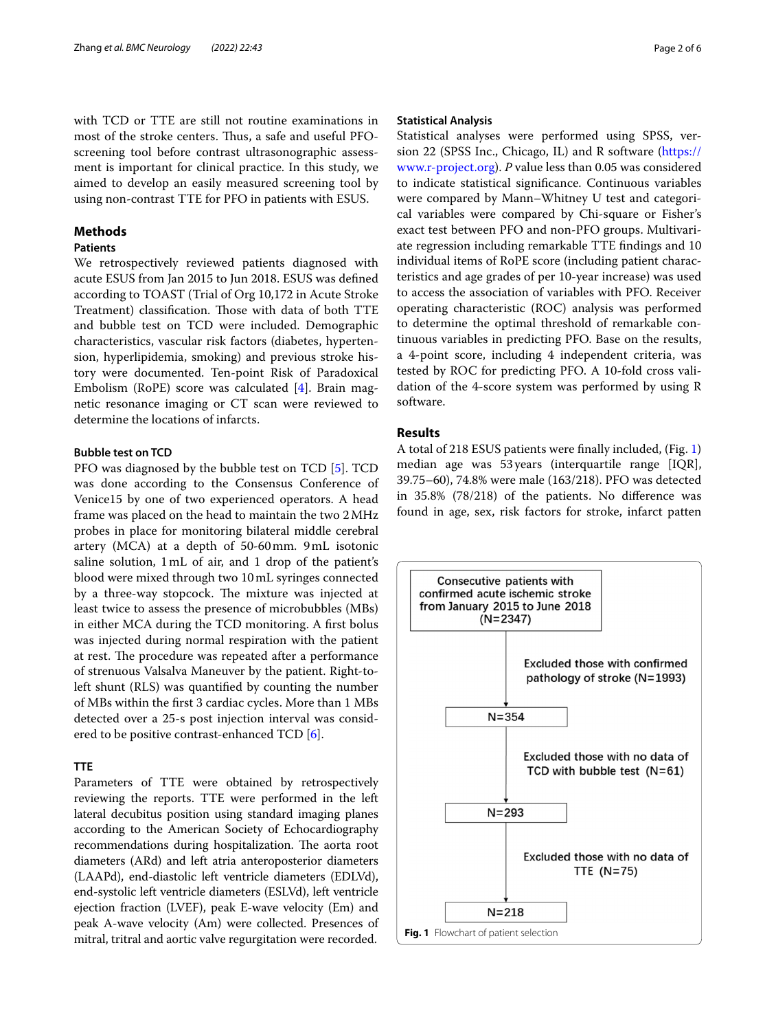with TCD or TTE are still not routine examinations in most of the stroke centers. Thus, a safe and useful PFO-screening tool before contrast ultrasonographic assessment is important for clinical practice. In this study, we aimed to develop an easily measured screening tool by using non-contrast TTE for PFO in patients with ESUS.

## Methods

### Patients

We retrospectively reviewed patients diagnosed with acute ESUS from Jan 2015 to Jun 2018. ESUS was defined according to TOAST (Trial of Org 10,172 in Acute Stroke Treatment) classification. Those with data of both TTE and bubble test on TCD were included. Demographic characteristics, vascular risk factors (diabetes, hypertension, hyperlipidemia, smoking) and previous stroke history were documented. Ten-point Risk of Paradoxical Embolism (RoPE) score was calculated [4]. Brain magnetic resonance imaging or CT scan were reviewed to determine the locations of infarcts.

### Bubble test on TCD

PFO was diagnosed by the bubble test on TCD [5]. TCD was done according to the Consensus Conference of Venice15 by one of two experienced operators. A head frame was placed on the head to maintain the two 2 MHz probes in place for monitoring bilateral middle cerebral artery (MCA) at a depth of 50-60 mm. 9 mL isotonic saline solution, 1 mL of air, and 1 drop of the patient's blood were mixed through two 10 mL syringes connected by a three-way stopcock. The mixture was injected at least twice to assess the presence of microbubbles (MBs) in either MCA during the TCD monitoring. A first bolus was injected during normal respiration with the patient at rest. The procedure was repeated after a performance of strenuous Valsalva Maneuver by the patient. Right-to-left shunt (RLS) was quantified by counting the number of MBs within the first 3 cardiac cycles. More than 1 MBs detected over a 25-s post injection interval was considered to be positive contrast-enhanced TCD [6].

### TTE

Parameters of TTE were obtained by retrospectively reviewing the reports. TTE were performed in the left lateral decubitus position using standard imaging planes according to the American Society of Echocardiography recommendations during hospitalization. The aorta root diameters (ARd) and left atria anteroposterior diameters (LAAPd), end-diastolic left ventricle diameters (EDLVd), end-systolic left ventricle diameters (ESLVd), left ventricle ejection fraction (LVEF), peak E-wave velocity (Em) and peak A-wave velocity (Am) were collected. Presences of mitral, tritral and aortic valve regurgitation were recorded.

### Statistical Analysis

Statistical analyses were performed using SPSS, version 22 (SPSS Inc., Chicago, IL) and R software (https://www.r-project.org). *P* value less than 0.05 was considered to indicate statistical significance. Continuous variables were compared by Mann–Whitney U test and categorical variables were compared by Chi-square or Fisher's exact test between PFO and non-PFO groups. Multivariate regression including remarkable TTE findings and 10 individual items of RoPE score (including patient characteristics and age grades of per 10-year increase) was used to access the association of variables with PFO. Receiver operating characteristic (ROC) analysis was performed to determine the optimal threshold of remarkable continuous variables in predicting PFO. Base on the results, a 4-point score, including 4 independent criteria, was tested by ROC for predicting PFO. A 10-fold cross validation of the 4-score system was performed by using R software.

## Results

A total of 218 ESUS patients were finally included, (Fig. 1) median age was 53 years (interquartile range [IQR], 39.75–60), 74.8% were male (163/218). PFO was detected in 35.8% (78/218) of the patients. No difference was found in age, sex, risk factors for stroke, infarct patten

Consecutive patients with confirmed acute ischemic stroke from January 2015 to June 2018 (N=2347)

Excluded those with confirmed pathology of stroke (N=1993)

N=354

Excluded those with no data of TCD with bubble test (N=61)

N=293

Excluded those with no data of TTE (N=75)

N=218

**Fig. 1** Flowchart of patient selection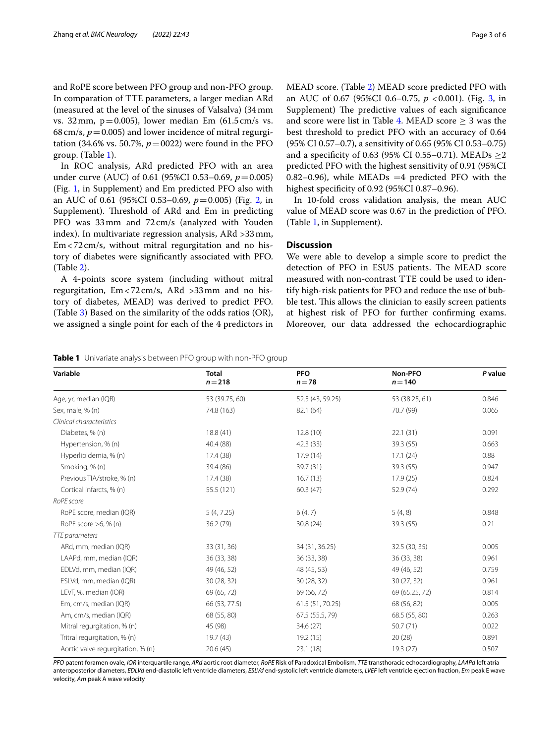and RoPE score between PFO group and non-PFO group. In comparation of TTE parameters, a larger median ARd (measured at the level of the sinuses of Valsalva) (34 mm vs. 32 mm, p = 0.005), lower median Em (61.5 cm/s vs. 68 cm/s, $p = 0.005$) and lower incidence of mitral regurgitation (34.6% vs. 50.7%, $p = 0022$) were found in the PFO group. (Table 1).

In ROC analysis, ARd predicted PFO with an area under curve (AUC) of 0.61 (95%CI 0.53–0.69, $p = 0.005$) (Fig. 1, in Supplement) and Em predicted PFO also with an AUC of 0.61 (95%CI 0.53–0.69, $p = 0.005$) (Fig. 2, in Supplement). Threshold of ARd and Em in predicting PFO was 33 mm and 72 cm/s (analyzed with Youden index). In multivariate regression analysis, ARd >33 mm, Em < 72 cm/s, without mitral regurgitation and no history of diabetes were significantly associated with PFO. (Table 2).

A 4-points score system (including without mitral regurgitation, Em < 72 cm/s, ARd >33 mm and no history of diabetes, MEAD) was derived to predict PFO. (Table 3) Based on the similarity of the odds ratios (OR), we assigned a single point for each of the 4 predictors in MEAD score. (Table 2) MEAD score predicted PFO with an AUC of 0.67 (95%CI 0.6–0.75, $p < 0.001$). (Fig. 3, in Supplement) The predictive values of each significance and score were list in Table 4. MEAD score ≥ 3 was the best threshold to predict PFO with an accuracy of 0.64 (95% CI 0.57–0.7), a sensitivity of 0.65 (95% CI 0.53–0.75) and a specificity of 0.63 (95% CI 0.55–0.71). MEADs ≥2 predicted PFO with the highest sensitivity of 0.91 (95%CI 0.82–0.96), while MEADs =4 predicted PFO with the highest specificity of 0.92 (95%CI 0.87–0.96).

In 10-fold cross validation analysis, the mean AUC value of MEAD score was 0.67 in the prediction of PFO. (Table 1, in Supplement).

## Discussion

We were able to develop a simple score to predict the detection of PFO in ESUS patients. The MEAD score measured with non-contrast TTE could be used to identify high-risk patients for PFO and reduce the use of bubble test. This allows the clinician to easily screen patients at highest risk of PFO for further confirming exams. Moreover, our data addressed the echocardiographic

**Table 1** Univariate analysis between PFO group with non-PFO group

| Variable | Total<br>n = 218 | PFO<br>n = 78 | Non-PFO<br>n = 140 | *P* value |
|---|---|---|---|---|
| Age, yr, median (IQR) | 53 (39.75, 60) | 52.5 (43, 59.25) | 53 (38.25, 61) | 0.846 |
| Sex, male, % (n) | 74.8 (163) | 82.1 (64) | 70.7 (99) | 0.065 |
| *Clinical characteristics* | | | | |
| Diabetes, % (n) | 18.8 (41) | 12.8 (10) | 22.1 (31) | 0.091 |
| Hypertension, % (n) | 40.4 (88) | 42.3 (33) | 39.3 (55) | 0.663 |
| Hyperlipidemia, % (n) | 17.4 (38) | 17.9 (14) | 17.1 (24) | 0.88 |
| Smoking, % (n) | 39.4 (86) | 39.7 (31) | 39.3 (55) | 0.947 |
| Previous TIA/stroke, % (n) | 17.4 (38) | 16.7 (13) | 17.9 (25) | 0.824 |
| Cortical infarcts, % (n) | 55.5 (121) | 60.3 (47) | 52.9 (74) | 0.292 |
| *RoPE score* | | | | |
| RoPE score, median (IQR) | 5 (4, 7.25) | 6 (4, 7) | 5 (4, 8) | 0.848 |
| RoPE score >6, % (n) | 36.2 (79) | 30.8 (24) | 39.3 (55) | 0.21 |
| *TTE parameters* | | | | |
| ARd, mm, median (IQR) | 33 (31, 36) | 34 (31, 36.25) | 32.5 (30, 35) | 0.005 |
| LAAPd, mm, median (IQR) | 36 (33, 38) | 36 (33, 38) | 36 (33, 38) | 0.961 |
| EDLVd, mm, median (IQR) | 49 (46, 52) | 48 (45, 53) | 49 (46, 52) | 0.759 |
| ESLVd, mm, median (IQR) | 30 (28, 32) | 30 (28, 32) | 30 (27, 32) | 0.961 |
| LEVF, %, median (IQR) | 69 (65, 72) | 69 (66, 72) | 69 (65.25, 72) | 0.814 |
| Em, cm/s, median (IQR) | 66 (53, 77.5) | 61.5 (51, 70.25) | 68 (56, 82) | 0.005 |
| Am, cm/s, median (IQR) | 68 (55, 80) | 67.5 (55.5, 79) | 68.5 (55, 80) | 0.263 |
| Mitral regurgitation, % (n) | 45 (98) | 34.6 (27) | 50.7 (71) | 0.022 |
| Tritral regurgitation, % (n) | 19.7 (43) | 19.2 (15) | 20 (28) | 0.891 |
| Aortic valve regurgitation, % (n) | 20.6 (45) | 23.1 (18) | 19.3 (27) | 0.507 |

*PFO* patent foramen ovale, *IQR* interquartile range, *ARd* aortic root diameter, *RoPE* Risk of Paradoxical Embolism, *TTE* transthoracic echocardiography, *LAAPd* left atria anteroposterior diameters, *EDLVd* end-diastolic left ventricle diameters, *ESLVd* end-systolic left ventricle diameters, *LVEF* left ventricle ejection fraction, *Em* peak E wave velocity, *Am* peak A wave velocity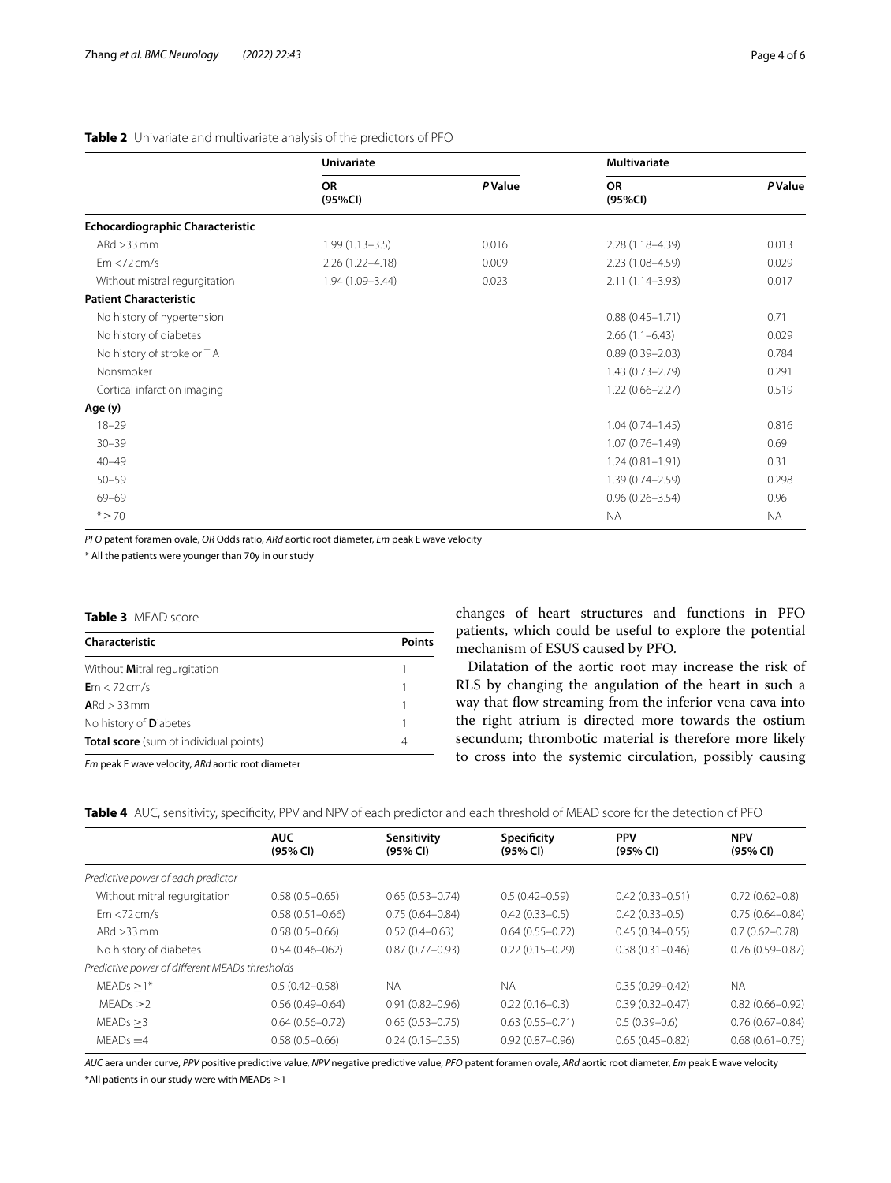**Table 2** Univariate and multivariate analysis of the predictors of PFO

| | Univariate | | Multivariate | |
|---|---|---|---|---|
| | OR (95%CI) | *P* Value | OR (95%CI) | *P* Value |
| **Echocardiographic Characteristic** | | | | |
| ARd >33 mm | 1.99 (1.13–3.5) | 0.016 | 2.28 (1.18–4.39) | 0.013 |
| Em <72 cm/s | 2.26 (1.22–4.18) | 0.009 | 2.23 (1.08–4.59) | 0.029 |
| Without mistral regurgitation | 1.94 (1.09–3.44) | 0.023 | 2.11 (1.14–3.93) | 0.017 |
| **Patient Characteristic** | | | | |
| No history of hypertension | | | 0.88 (0.45–1.71) | 0.71 |
| No history of diabetes | | | 2.66 (1.1–6.43) | 0.029 |
| No history of stroke or TIA | | | 0.89 (0.39–2.03) | 0.784 |
| Nonsmoker | | | 1.43 (0.73–2.79) | 0.291 |
| Cortical infarct on imaging | | | 1.22 (0.66–2.27) | 0.519 |
| **Age (y)** | | | | |
| 18–29 | | | 1.04 (0.74–1.45) | 0.816 |
| 30–39 | | | 1.07 (0.76–1.49) | 0.69 |
| 40–49 | | | 1.24 (0.81–1.91) | 0.31 |
| 50–59 | | | 1.39 (0.74–2.59) | 0.298 |
| 69–69 | | | 0.96 (0.26–3.54) | 0.96 |
| * ≥ 70 | | | NA | NA |

*PFO* patent foramen ovale, *OR* Odds ratio, *ARd* aortic root diameter, *Em* peak E wave velocity

\* All the patients were younger than 70y in our study

**Table 3** MEAD score

| Characteristic | Points |
|---|---|
| Without **M**itral regurgitation | 1 |
| **E**m < 72 cm/s | 1 |
| **A**Rd > 33 mm | 1 |
| No history of **D**iabetes | 1 |
| **Total score** (sum of individual points) | 4 |

*Em* peak E wave velocity, *ARd* aortic root diameter

changes of heart structures and functions in PFO patients, which could be useful to explore the potential mechanism of ESUS caused by PFO.

Dilatation of the aortic root may increase the risk of RLS by changing the angulation of the heart in such a way that flow streaming from the inferior vena cava into the right atrium is directed more towards the ostium secundum; thrombotic material is therefore more likely to cross into the systemic circulation, possibly causing

**Table 4** AUC, sensitivity, specificity, PPV and NPV of each predictor and each threshold of MEAD score for the detection of PFO

| | AUC (95% CI) | Sensitivity (95% CI) | Specificity (95% CI) | PPV (95% CI) | NPV (95% CI) |
|---|---|---|---|---|---|
| *Predictive power of each predictor* | | | | | |
| Without mitral regurgitation | 0.58 (0.5–0.65) | 0.65 (0.53–0.74) | 0.5 (0.42–0.59) | 0.42 (0.33–0.51) | 0.72 (0.62–0.8) |
| Em <72 cm/s | 0.58 (0.51–0.66) | 0.75 (0.64–0.84) | 0.42 (0.33–0.5) | 0.42 (0.33–0.5) | 0.75 (0.64–0.84) |
| ARd >33 mm | 0.58 (0.5–0.66) | 0.52 (0.4–0.63) | 0.64 (0.55–0.72) | 0.45 (0.34–0.55) | 0.7 (0.62–0.78) |
| No history of diabetes | 0.54 (0.46–062) | 0.87 (0.77–0.93) | 0.22 (0.15–0.29) | 0.38 (0.31–0.46) | 0.76 (0.59–0.87) |
| *Predictive power of different MEADs thresholds* | | | | | |
| MEADs ≥1* | 0.5 (0.42–0.58) | NA | NA | 0.35 (0.29–0.42) | NA |
| MEADs ≥2 | 0.56 (0.49–0.64) | 0.91 (0.82–0.96) | 0.22 (0.16–0.3) | 0.39 (0.32–0.47) | 0.82 (0.66–0.92) |
| MEADs ≥3 | 0.64 (0.56–0.72) | 0.65 (0.53–0.75) | 0.63 (0.55–0.71) | 0.5 (0.39–0.6) | 0.76 (0.67–0.84) |
| MEADs =4 | 0.58 (0.5–0.66) | 0.24 (0.15–0.35) | 0.92 (0.87–0.96) | 0.65 (0.45–0.82) | 0.68 (0.61–0.75) |

*AUC* aera under curve, *PPV* positive predictive value, *NPV* negative predictive value, *PFO* patent foramen ovale, *ARd* aortic root diameter, *Em* peak E wave velocity

\*All patients in our study were with MEADs ≥1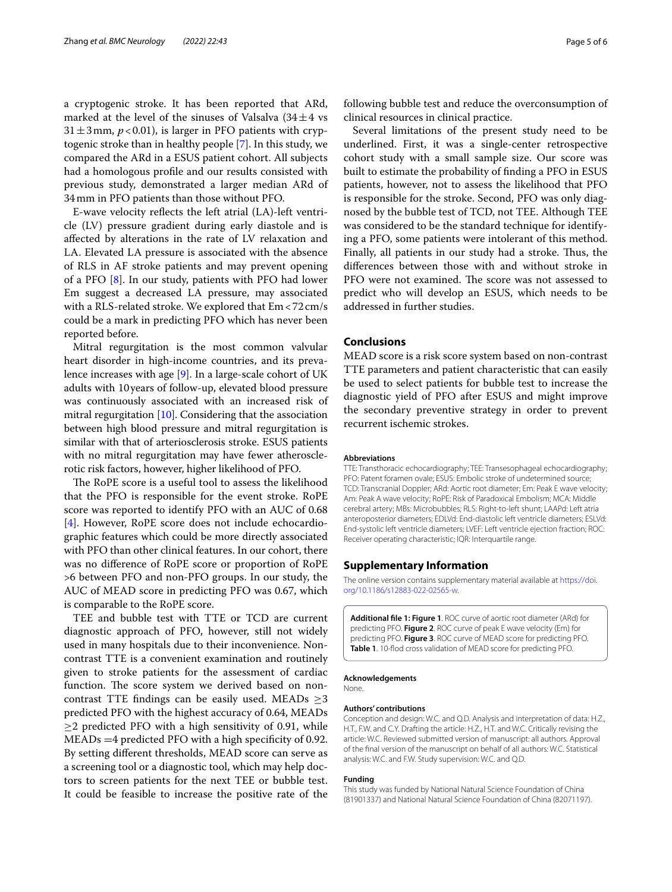a cryptogenic stroke. It has been reported that ARd, marked at the level of the sinuses of Valsalva ($34 \pm 4$ vs $31 \pm 3$ mm, $p < 0.01$), is larger in PFO patients with cryptogenic stroke than in healthy people [7]. In this study, we compared the ARd in a ESUS patient cohort. All subjects had a homologous profile and our results consisted with previous study, demonstrated a larger median ARd of 34 mm in PFO patients than those without PFO.

E-wave velocity reflects the left atrial (LA)-left ventricle (LV) pressure gradient during early diastole and is affected by alterations in the rate of LV relaxation and LA. Elevated LA pressure is associated with the absence of RLS in AF stroke patients and may prevent opening of a PFO [8]. In our study, patients with PFO had lower Em suggest a decreased LA pressure, may associated with a RLS-related stroke. We explored that Em < 72 cm/s could be a mark in predicting PFO which has never been reported before.

Mitral regurgitation is the most common valvular heart disorder in high-income countries, and its prevalence increases with age [9]. In a large-scale cohort of UK adults with 10 years of follow-up, elevated blood pressure was continuously associated with an increased risk of mitral regurgitation [10]. Considering that the association between high blood pressure and mitral regurgitation is similar with that of arteriosclerosis stroke. ESUS patients with no mitral regurgitation may have fewer atherosclerotic risk factors, however, higher likelihood of PFO.

The RoPE score is a useful tool to assess the likelihood that the PFO is responsible for the event stroke. RoPE score was reported to identify PFO with an AUC of 0.68 [4]. However, RoPE score does not include echocardiographic features which could be more directly associated with PFO than other clinical features. In our cohort, there was no difference of RoPE score or proportion of RoPE >6 between PFO and non-PFO groups. In our study, the AUC of MEAD score in predicting PFO was 0.67, which is comparable to the RoPE score.

TEE and bubble test with TTE or TCD are current diagnostic approach of PFO, however, still not widely used in many hospitals due to their inconvenience. Non-contrast TTE is a convenient examination and routinely given to stroke patients for the assessment of cardiac function. The score system we derived based on non-contrast TTE findings can be easily used. MEADs $\geq 3$ predicted PFO with the highest accuracy of 0.64, MEADs $\geq 2$ predicted PFO with a high sensitivity of 0.91, while MEADs $= 4$ predicted PFO with a high specificity of 0.92. By setting different thresholds, MEAD score can serve as a screening tool or a diagnostic tool, which may help doctors to screen patients for the next TEE or bubble test. It could be feasible to increase the positive rate of the following bubble test and reduce the overconsumption of clinical resources in clinical practice.

Several limitations of the present study need to be underlined. First, it was a single-center retrospective cohort study with a small sample size. Our score was built to estimate the probability of finding a PFO in ESUS patients, however, not to assess the likelihood that PFO is responsible for the stroke. Second, PFO was only diagnosed by the bubble test of TCD, not TEE. Although TEE was considered to be the standard technique for identifying a PFO, some patients were intolerant of this method. Finally, all patients in our study had a stroke. Thus, the differences between those with and without stroke in PFO were not examined. The score was not assessed to predict who will develop an ESUS, which needs to be addressed in further studies.

## Conclusions

MEAD score is a risk score system based on non-contrast TTE parameters and patient characteristic that can easily be used to select patients for bubble test to increase the diagnostic yield of PFO after ESUS and might improve the secondary preventive strategy in order to prevent recurrent ischemic strokes.

#### Abbreviations

TTE: Transthoracic echocardiography; TEE: Transesophageal echocardiography; PFO: Patent foramen ovale; ESUS: Embolic stroke of undetermined source; TCD: Transcranial Doppler; ARd: Aortic root diameter; Em: Peak E wave velocity; Am: Peak A wave velocity; RoPE: Risk of Paradoxical Embolism; MCA: Middle cerebral artery; MBs: Microbubbles; RLS: Right-to-left shunt; LAAPd: Left atria anteroposterior diameters; EDLVd: End-diastolic left ventricle diameters; ESLVd: End-systolic left ventricle diameters; LVEF: Left ventricle ejection fraction; ROC: Receiver operating characteristic; IQR: Interquartile range.

## Supplementary Information

The online version contains supplementary material available at https://doi.org/10.1186/s12883-022-02565-w.

**Additional file 1: Figure 1**. ROC curve of aortic root diameter (ARd) for predicting PFO. **Figure 2**. ROC curve of peak E wave velocity (Em) for predicting PFO. **Figure 3**. ROC curve of MEAD score for predicting PFO. **Table 1**. 10-flod cross validation of MEAD score for predicting PFO.

#### Acknowledgements

None.

#### Authors' contributions

Conception and design: W.C. and Q.D. Analysis and interpretation of data: H.Z., H.T., F.W. and C.Y. Drafting the article: H.Z., H.T. and W.C. Critically revising the article: W.C. Reviewed submitted version of manuscript: all authors. Approval of the final version of the manuscript on behalf of all authors: W.C. Statistical analysis: W.C. and F.W. Study supervision: W.C. and Q.D.

#### Funding

This study was funded by National Natural Science Foundation of China (81901337) and National Natural Science Foundation of China (82071197).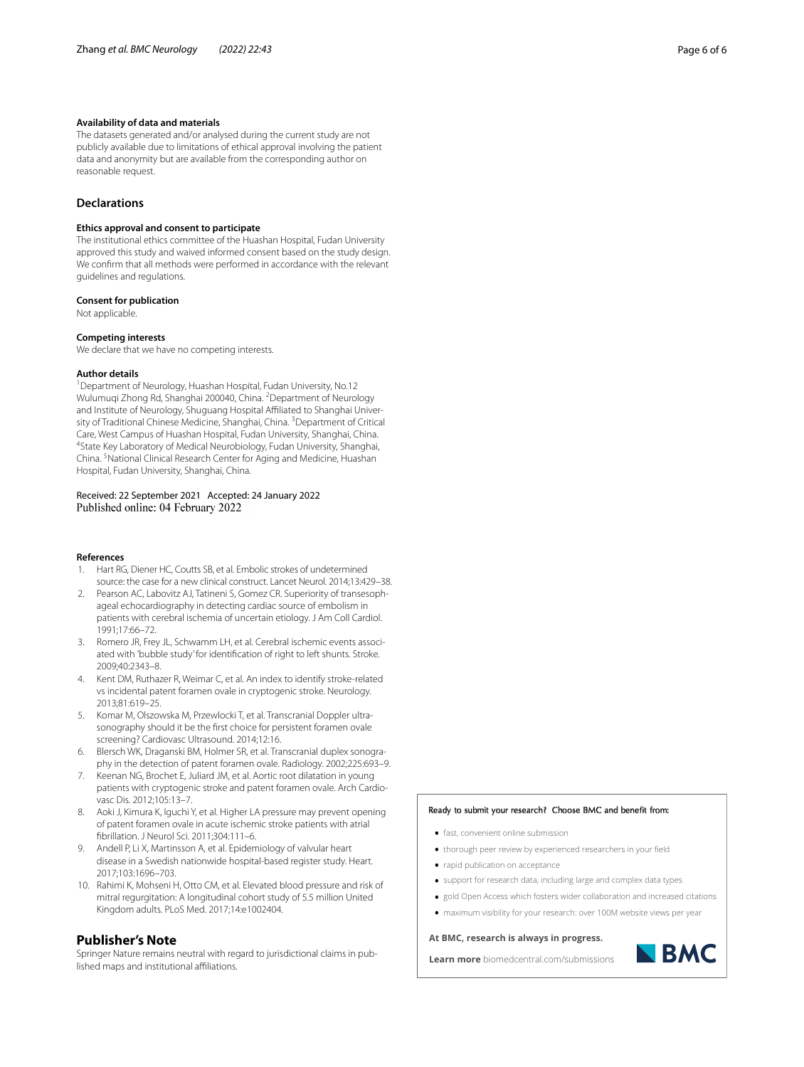### Availability of data and materials

The datasets generated and/or analysed during the current study are not publicly available due to limitations of ethical approval involving the patient data and anonymity but are available from the corresponding author on reasonable request.

## Declarations

### Ethics approval and consent to participate

The institutional ethics committee of the Huashan Hospital, Fudan University approved this study and waived informed consent based on the study design. We confirm that all methods were performed in accordance with the relevant guidelines and regulations.

### Consent for publication

Not applicable.

### Competing interests

We declare that we have no competing interests.

### Author details

[1]Department of Neurology, Huashan Hospital, Fudan University, No.12 Wulumuqi Zhong Rd, Shanghai 200040, China. [2]Department of Neurology and Institute of Neurology, Shuguang Hospital Affiliated to Shanghai University of Traditional Chinese Medicine, Shanghai, China. [3]Department of Critical Care, West Campus of Huashan Hospital, Fudan University, Shanghai, China. [4]State Key Laboratory of Medical Neurobiology, Fudan University, Shanghai, China. [5]National Clinical Research Center for Aging and Medicine, Huashan Hospital, Fudan University, Shanghai, China.

Received: 22 September 2021 Accepted: 24 January 2022
Published online: 04 February 2022

### References

1. Hart RG, Diener HC, Coutts SB, et al. Embolic strokes of undetermined source: the case for a new clinical construct. Lancet Neurol. 2014;13:429–38.
2. Pearson AC, Labovitz AJ, Tatineni S, Gomez CR. Superiority of transesophageal echocardiography in detecting cardiac source of embolism in patients with cerebral ischemia of uncertain etiology. J Am Coll Cardiol. 1991;17:66–72.
3. Romero JR, Frey JL, Schwamm LH, et al. Cerebral ischemic events associated with 'bubble study' for identification of right to left shunts. Stroke. 2009;40:2343–8.
4. Kent DM, Ruthazer R, Weimar C, et al. An index to identify stroke-related vs incidental patent foramen ovale in cryptogenic stroke. Neurology. 2013;81:619–25.
5. Komar M, Olszowska M, Przewlocki T, et al. Transcranial Doppler ultrasonography should it be the first choice for persistent foramen ovale screening? Cardiovasc Ultrasound. 2014;12:16.
6. Blersch WK, Draganski BM, Holmer SR, et al. Transcranial duplex sonography in the detection of patent foramen ovale. Radiology. 2002;225:693–9.
7. Keenan NG, Brochet E, Juliard JM, et al. Aortic root dilatation in young patients with cryptogenic stroke and patent foramen ovale. Arch Cardiovasc Dis. 2012;105:13–7.
8. Aoki J, Kimura K, Iguchi Y, et al. Higher LA pressure may prevent opening of patent foramen ovale in acute ischemic stroke patients with atrial fibrillation. J Neurol Sci. 2011;304:111–6.
9. Andell P, Li X, Martinsson A, et al. Epidemiology of valvular heart disease in a Swedish nationwide hospital-based register study. Heart. 2017;103:1696–703.
10. Rahimi K, Mohseni H, Otto CM, et al. Elevated blood pressure and risk of mitral regurgitation: A longitudinal cohort study of 5.5 million United Kingdom adults. PLoS Med. 2017;14:e1002404.

## Publisher's Note

Springer Nature remains neutral with regard to jurisdictional claims in published maps and institutional affiliations.

Ready to submit your research? Choose BMC and benefit from:

- fast, convenient online submission
- thorough peer review by experienced researchers in your field
- rapid publication on acceptance
- support for research data, including large and complex data types
- gold Open Access which fosters wider collaboration and increased citations
- maximum visibility for your research: over 100M website views per year

**At BMC, research is always in progress.**

**Learn more** biomedcentral.com/submissions

BMC